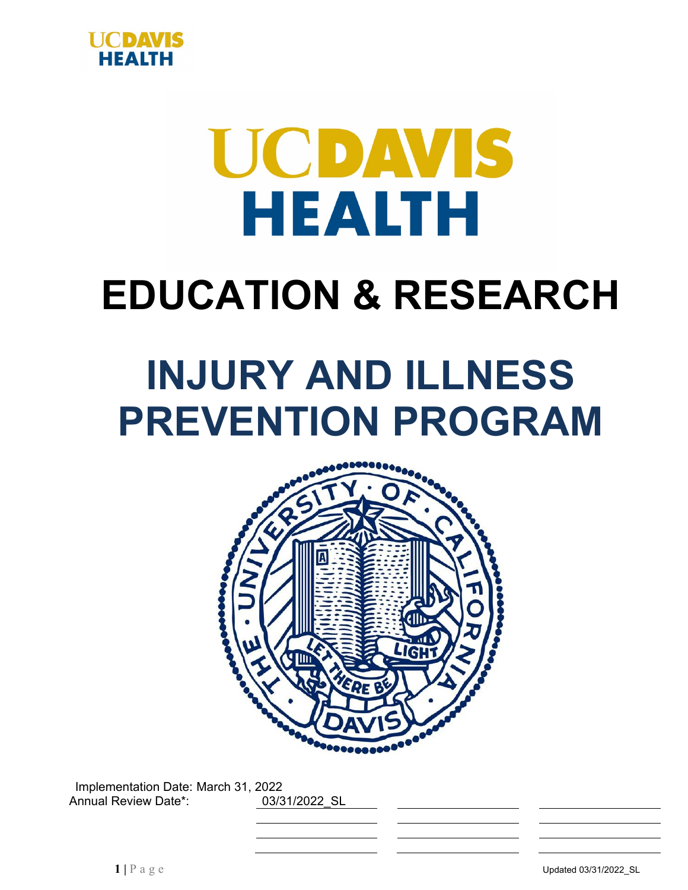UCDAVIS HEALTH

# EDUCATION & RESEARCH

# INJURY AND ILLNESS PREVENTION PROGRAM

Implementation Date: March 31, 2022

Annual Review Date*: 03/31/2022_SL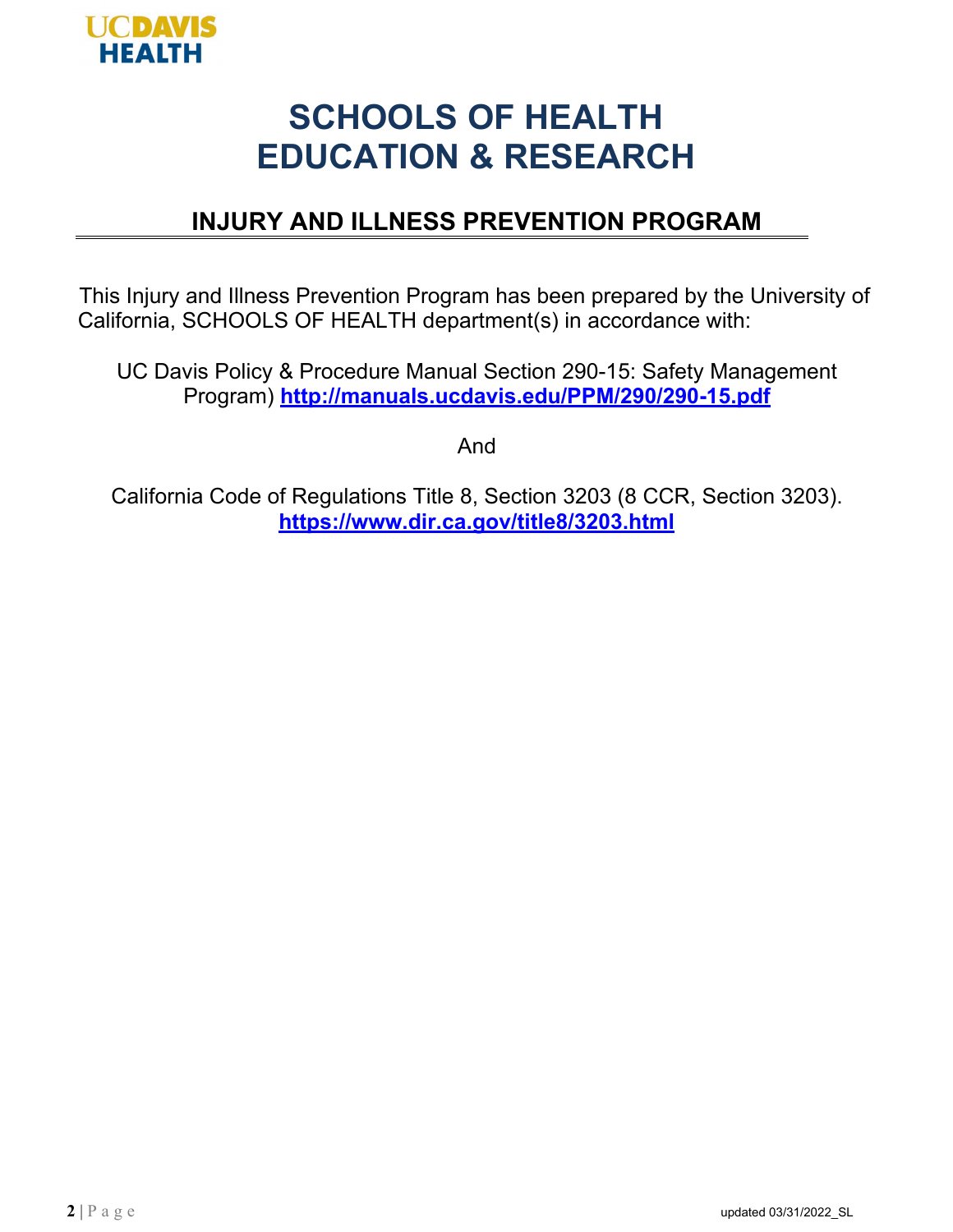# SCHOOLS OF HEALTH EDUCATION & RESEARCH

## INJURY AND ILLNESS PREVENTION PROGRAM

This Injury and Illness Prevention Program has been prepared by the University of California, SCHOOLS OF HEALTH department(s) in accordance with:

UC Davis Policy & Procedure Manual Section 290-15: Safety Management Program) **http://manuals.ucdavis.edu/PPM/290/290-15.pdf**

And

California Code of Regulations Title 8, Section 3203 (8 CCR, Section 3203). **https://www.dir.ca.gov/title8/3203.html**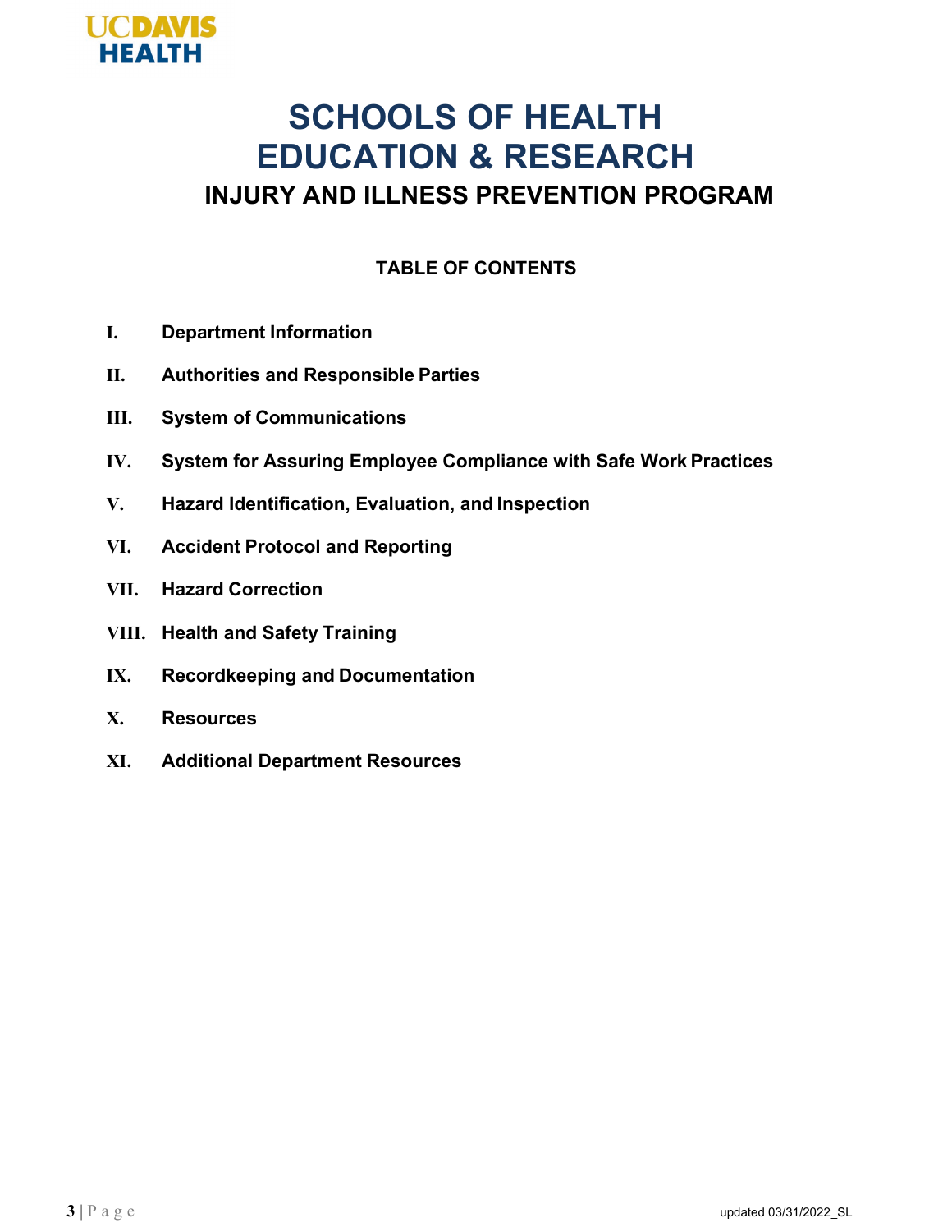# SCHOOLS OF HEALTH EDUCATION & RESEARCH

## INJURY AND ILLNESS PREVENTION PROGRAM

### TABLE OF CONTENTS

- **I.** Department Information
- **II.** Authorities and Responsible Parties
- **III.** System of Communications
- **IV.** System for Assuring Employee Compliance with Safe Work Practices
- **V.** Hazard Identification, Evaluation, and Inspection
- **VI.** Accident Protocol and Reporting
- **VII.** Hazard Correction
- **VIII.** Health and Safety Training
- **IX.** Recordkeeping and Documentation
- **X.** Resources
- **XI.** Additional Department Resources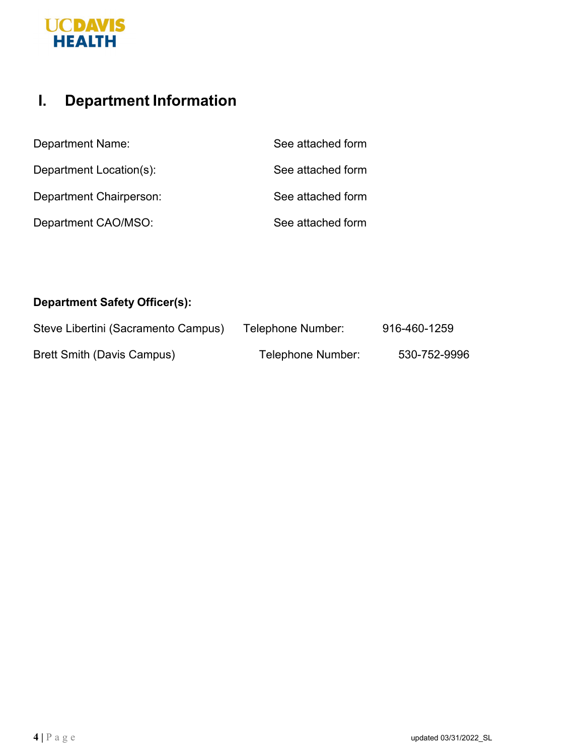# I. Department Information

| | |
|---|---|
| Department Name: | See attached form |
| Department Location(s): | See attached form |
| Department Chairperson: | See attached form |
| Department CAO/MSO: | See attached form |

**Department Safety Officer(s):**

| | | |
|---|---|---|
| Steve Libertini (Sacramento Campus) | Telephone Number: | 916-460-1259 |
| Brett Smith (Davis Campus) | Telephone Number: | 530-752-9996 |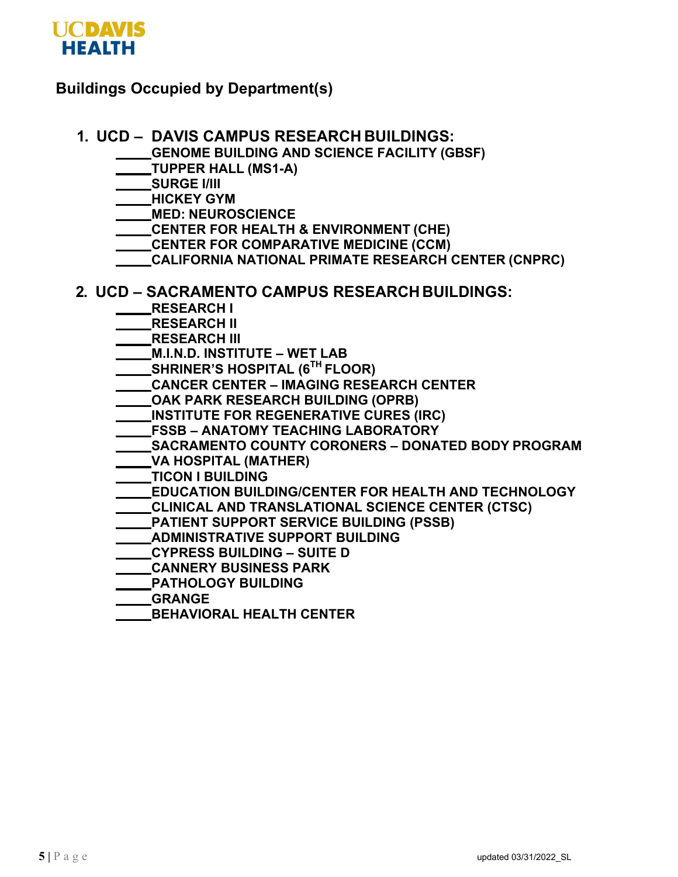## Buildings Occupied by Department(s)

1. **UCD – DAVIS CAMPUS RESEARCH BUILDINGS:**
   - _____GENOME BUILDING AND SCIENCE FACILITY (GBSF)
   - _____TUPPER HALL (MS1-A)
   - _____SURGE I/III
   - _____HICKEY GYM
   - _____MED: NEUROSCIENCE
   - _____CENTER FOR HEALTH & ENVIRONMENT (CHE)
   - _____CENTER FOR COMPARATIVE MEDICINE (CCM)
   - _____CALIFORNIA NATIONAL PRIMATE RESEARCH CENTER (CNPRC)

2. **UCD – SACRAMENTO CAMPUS RESEARCH BUILDINGS:**
   - _____RESEARCH I
   - _____RESEARCH II
   - _____RESEARCH III
   - _____M.I.N.D. INSTITUTE – WET LAB
   - _____SHRINER'S HOSPITAL (6TH FLOOR)
   - _____CANCER CENTER – IMAGING RESEARCH CENTER
   - _____OAK PARK RESEARCH BUILDING (OPRB)
   - _____INSTITUTE FOR REGENERATIVE CURES (IRC)
   - _____FSSB – ANATOMY TEACHING LABORATORY
   - _____SACRAMENTO COUNTY CORONERS – DONATED BODY PROGRAM
   - _____VA HOSPITAL (MATHER)
   - _____TICON I BUILDING
   - _____EDUCATION BUILDING/CENTER FOR HEALTH AND TECHNOLOGY
   - _____CLINICAL AND TRANSLATIONAL SCIENCE CENTER (CTSC)
   - _____PATIENT SUPPORT SERVICE BUILDING (PSSB)
   - _____ADMINISTRATIVE SUPPORT BUILDING
   - _____CYPRESS BUILDING – SUITE D
   - _____CANNERY BUSINESS PARK
   - _____PATHOLOGY BUILDING
   - _____GRANGE
   - _____BEHAVIORAL HEALTH CENTER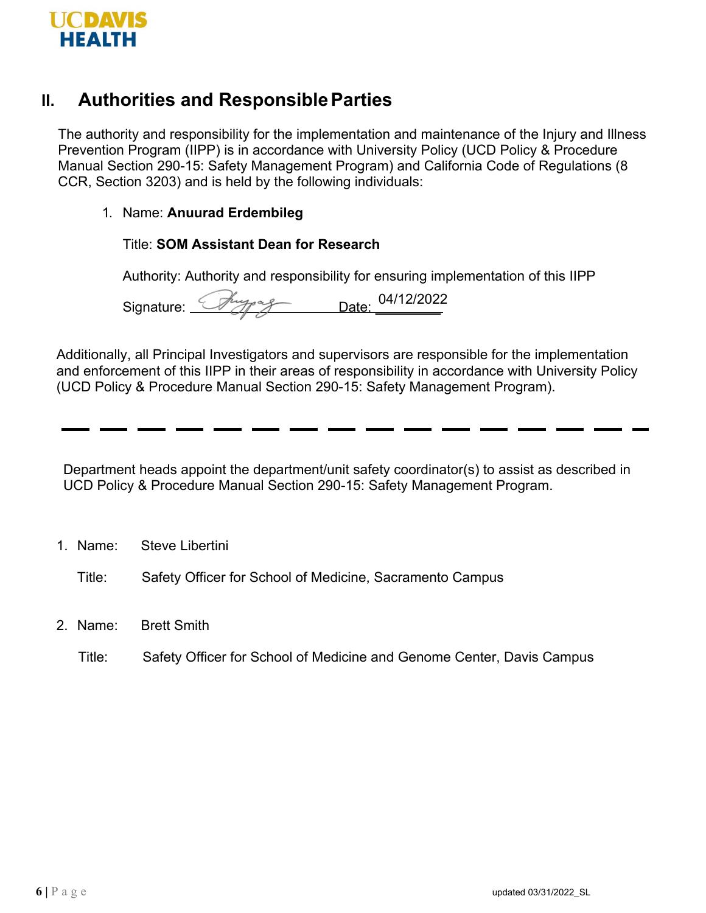## II. Authorities and Responsible Parties

The authority and responsibility for the implementation and maintenance of the Injury and Illness Prevention Program (IIPP) is in accordance with University Policy (UCD Policy & Procedure Manual Section 290-15: Safety Management Program) and California Code of Regulations (8 CCR, Section 3203) and is held by the following individuals:

1. Name: **Anuurad Erdembileg**

   Title: **SOM Assistant Dean for Research**

   Authority: Authority and responsibility for ensuring implementation of this IIPP

   Signature: ______________ Date: 04/12/2022

Additionally, all Principal Investigators and supervisors are responsible for the implementation and enforcement of this IIPP in their areas of responsibility in accordance with University Policy (UCD Policy & Procedure Manual Section 290-15: Safety Management Program).

---

Department heads appoint the department/unit safety coordinator(s) to assist as described in UCD Policy & Procedure Manual Section 290-15: Safety Management Program.

1. Name: Steve Libertini

   Title: Safety Officer for School of Medicine, Sacramento Campus

2. Name: Brett Smith

   Title: Safety Officer for School of Medicine and Genome Center, Davis Campus

updated 03/31/2022_SL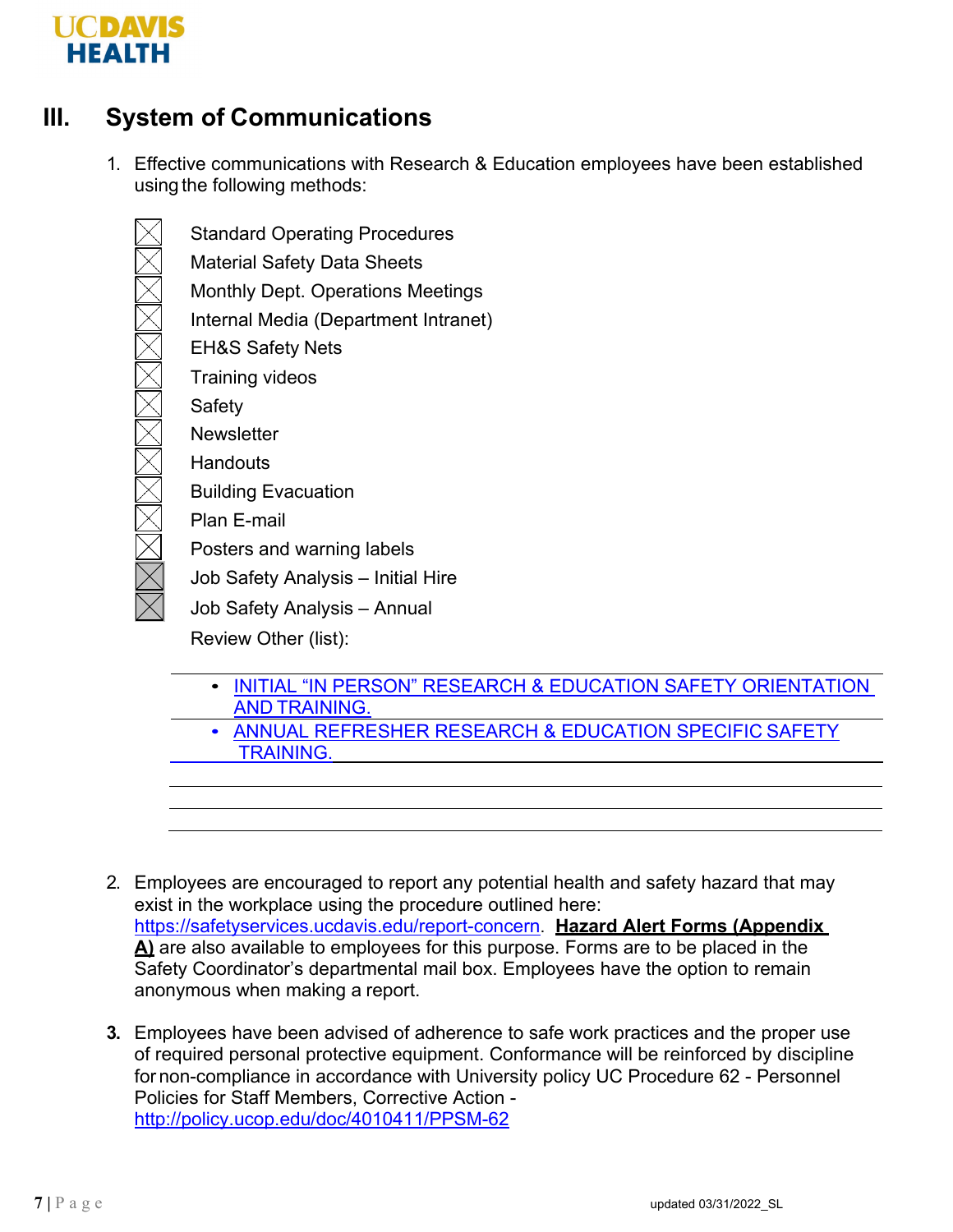## III. System of Communications

1. Effective communications with Research & Education employees have been established using the following methods:

   - [x] Standard Operating Procedures
   - [x] Material Safety Data Sheets
   - [x] Monthly Dept. Operations Meetings
   - [x] Internal Media (Department Intranet)
   - [x] EH&S Safety Nets
   - [x] Training videos
   - [x] Safety
   - [x] Newsletter
   - [x] Handouts
   - [x] Building Evacuation
   - [x] Plan E-mail
   - [x] Posters and warning labels
   - [x] Job Safety Analysis – Initial Hire
   - [x] Job Safety Analysis – Annual

   Review Other (list):

   - INITIAL "IN PERSON" RESEARCH & EDUCATION SAFETY ORIENTATION AND TRAINING.
   - ANNUAL REFRESHER RESEARCH & EDUCATION SPECIFIC SAFETY TRAINING.

2. Employees are encouraged to report any potential health and safety hazard that may exist in the workplace using the procedure outlined here: https://safetyservices.ucdavis.edu/report-concern. **Hazard Alert Forms (Appendix A)** are also available to employees for this purpose. Forms are to be placed in the Safety Coordinator's departmental mail box. Employees have the option to remain anonymous when making a report.

3. Employees have been advised of adherence to safe work practices and the proper use of required personal protective equipment. Conformance will be reinforced by discipline for non-compliance in accordance with University policy UC Procedure 62 - Personnel Policies for Staff Members, Corrective Action - http://policy.ucop.edu/doc/4010411/PPSM-62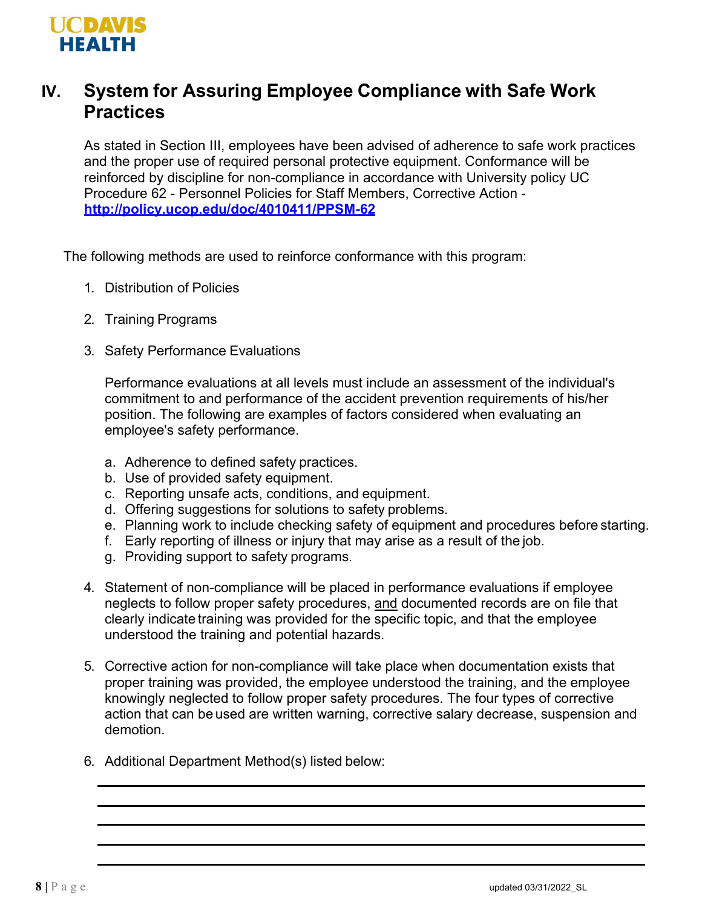## IV. System for Assuring Employee Compliance with Safe Work Practices

As stated in Section III, employees have been advised of adherence to safe work practices and the proper use of required personal protective equipment. Conformance will be reinforced by discipline for non-compliance in accordance with University policy UC Procedure 62 - Personnel Policies for Staff Members, Corrective Action - **[http://policy.ucop.edu/doc/4010411/PPSM-62](http://policy.ucop.edu/doc/4010411/PPSM-62)**

The following methods are used to reinforce conformance with this program:

1. Distribution of Policies

2. Training Programs

3. Safety Performance Evaluations

   Performance evaluations at all levels must include an assessment of the individual's commitment to and performance of the accident prevention requirements of his/her position. The following are examples of factors considered when evaluating an employee's safety performance.

   a. Adherence to defined safety practices.
   b. Use of provided safety equipment.
   c. Reporting unsafe acts, conditions, and equipment.
   d. Offering suggestions for solutions to safety problems.
   e. Planning work to include checking safety of equipment and procedures before starting.
   f. Early reporting of illness or injury that may arise as a result of the job.
   g. Providing support to safety programs.

4. Statement of non-compliance will be placed in performance evaluations if employee neglects to follow proper safety procedures, and documented records are on file that clearly indicate training was provided for the specific topic, and that the employee understood the training and potential hazards.

5. Corrective action for non-compliance will take place when documentation exists that proper training was provided, the employee understood the training, and the employee knowingly neglected to follow proper safety procedures. The four types of corrective action that can be used are written warning, corrective salary decrease, suspension and demotion.

6. Additional Department Method(s) listed below:

   ______________________________________________

   ______________________________________________

   ______________________________________________

   ______________________________________________

   ______________________________________________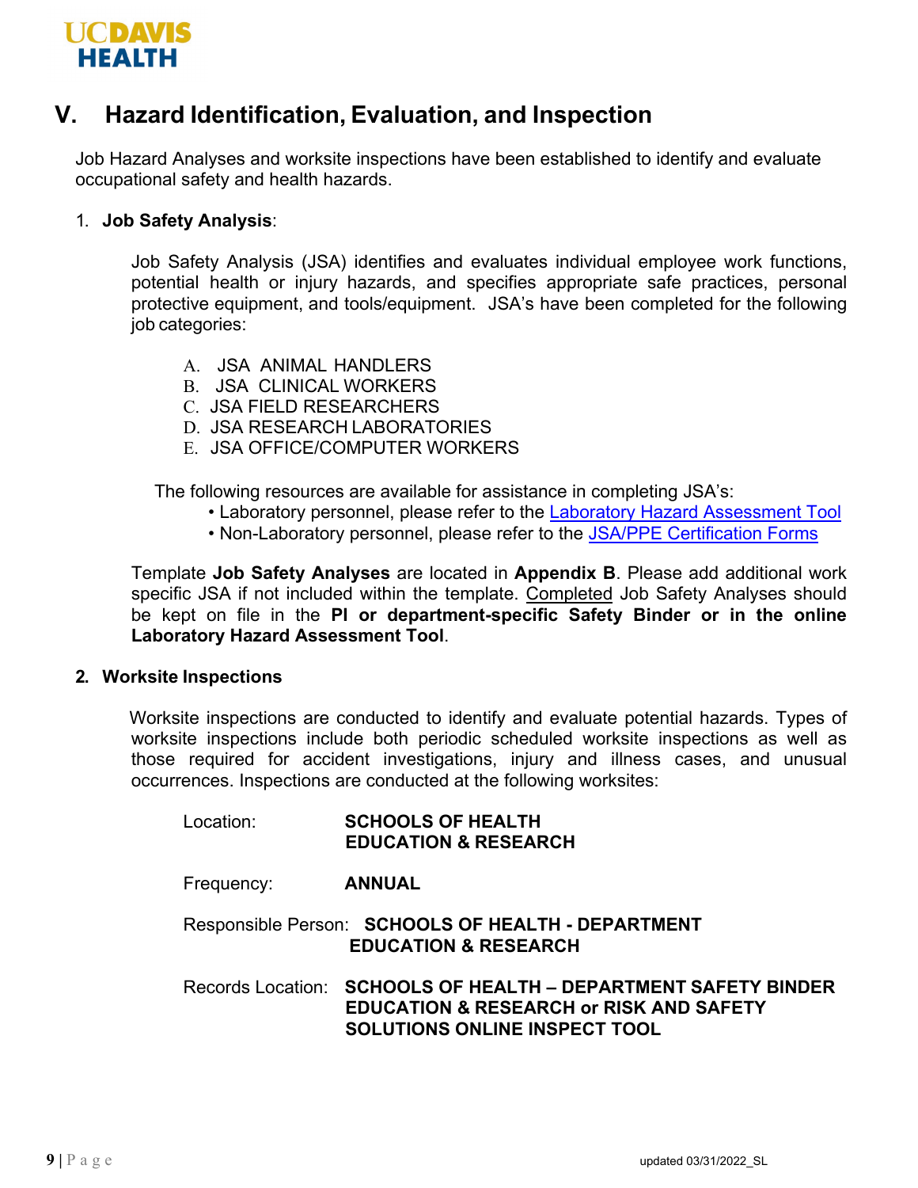## V. Hazard Identification, Evaluation, and Inspection

Job Hazard Analyses and worksite inspections have been established to identify and evaluate occupational safety and health hazards.

1. **Job Safety Analysis**:

   Job Safety Analysis (JSA) identifies and evaluates individual employee work functions, potential health or injury hazards, and specifies appropriate safe practices, personal protective equipment, and tools/equipment. JSA's have been completed for the following job categories:

   A. JSA ANIMAL HANDLERS
   B. JSA CLINICAL WORKERS
   C. JSA FIELD RESEARCHERS
   D. JSA RESEARCH LABORATORIES
   E. JSA OFFICE/COMPUTER WORKERS

   The following resources are available for assistance in completing JSA's:
   - Laboratory personnel, please refer to the Laboratory Hazard Assessment Tool
   - Non-Laboratory personnel, please refer to the JSA/PPE Certification Forms

   Template **Job Safety Analyses** are located in **Appendix B**. Please add additional work specific JSA if not included within the template. Completed Job Safety Analyses should be kept on file in the **PI or department-specific Safety Binder or in the online Laboratory Hazard Assessment Tool**.

2. **Worksite Inspections**

   Worksite inspections are conducted to identify and evaluate potential hazards. Types of worksite inspections include both periodic scheduled worksite inspections as well as those required for accident investigations, injury and illness cases, and unusual occurrences. Inspections are conducted at the following worksites:

   Location: **SCHOOLS OF HEALTH EDUCATION & RESEARCH**

   Frequency: **ANNUAL**

   Responsible Person: **SCHOOLS OF HEALTH - DEPARTMENT EDUCATION & RESEARCH**

   Records Location: **SCHOOLS OF HEALTH – DEPARTMENT SAFETY BINDER EDUCATION & RESEARCH or RISK AND SAFETY SOLUTIONS ONLINE INSPECT TOOL**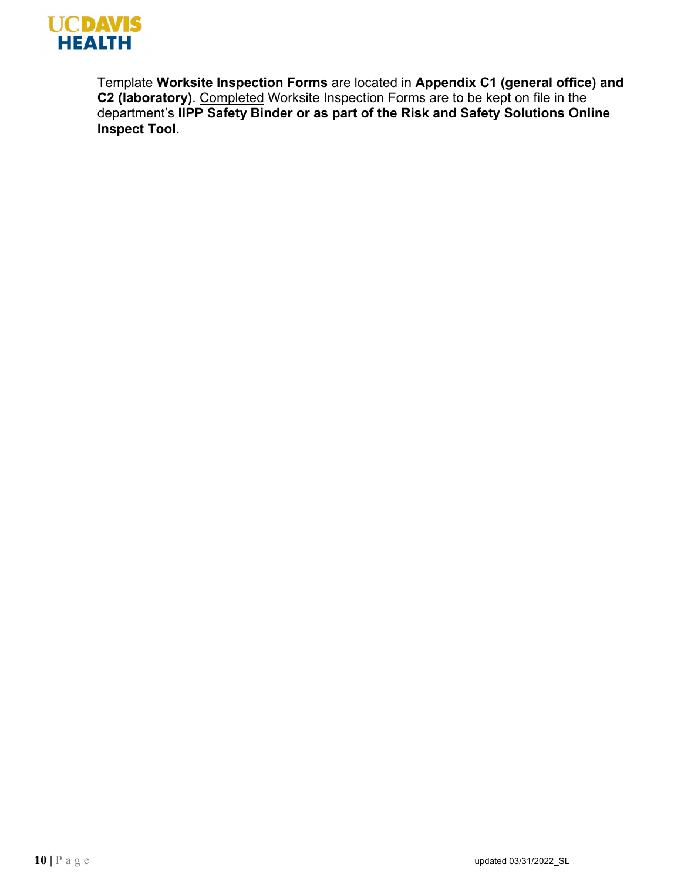Template **Worksite Inspection Forms** are located in **Appendix C1 (general office) and C2 (laboratory)**. <u>Completed</u> Worksite Inspection Forms are to be kept on file in the department's **IIPP Safety Binder or as part of the Risk and Safety Solutions Online Inspect Tool.**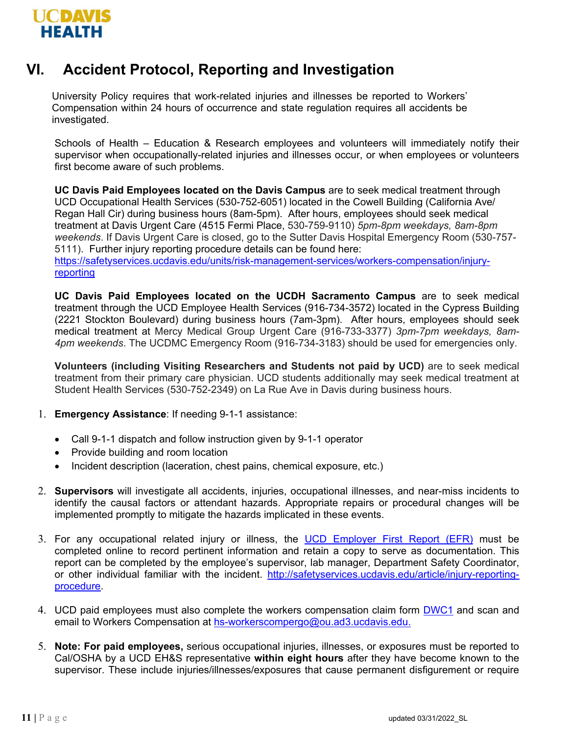# VI. Accident Protocol, Reporting and Investigation

University Policy requires that work-related injuries and illnesses be reported to Workers' Compensation within 24 hours of occurrence and state regulation requires all accidents be investigated.

Schools of Health – Education & Research employees and volunteers will immediately notify their supervisor when occupationally-related injuries and illnesses occur, or when employees or volunteers first become aware of such problems.

**UC Davis Paid Employees located on the Davis Campus** are to seek medical treatment through UCD Occupational Health Services (530-752-6051) located in the Cowell Building (California Ave/ Regan Hall Cir) during business hours (8am-5pm). After hours, employees should seek medical treatment at Davis Urgent Care (4515 Fermi Place, 530-759-9110) *5pm-8pm weekdays, 8am-8pm weekends*. If Davis Urgent Care is closed, go to the Sutter Davis Hospital Emergency Room (530-757-5111). Further injury reporting procedure details can be found here: [https://safetyservices.ucdavis.edu/units/risk-management-services/workers-compensation/injury-reporting](https://safetyservices.ucdavis.edu/units/risk-management-services/workers-compensation/injury-reporting)

**UC Davis Paid Employees located on the UCDH Sacramento Campus** are to seek medical treatment through the UCD Employee Health Services (916-734-3572) located in the Cypress Building (2221 Stockton Boulevard) during business hours (7am-3pm). After hours, employees should seek medical treatment at Mercy Medical Group Urgent Care (916-733-3377) *3pm-7pm weekdays, 8am-4pm weekends*. The UCDMC Emergency Room (916-734-3183) should be used for emergencies only.

**Volunteers (including Visiting Researchers and Students not paid by UCD)** are to seek medical treatment from their primary care physician. UCD students additionally may seek medical treatment at Student Health Services (530-752-2349) on La Rue Ave in Davis during business hours.

1. **Emergency Assistance**: If needing 9-1-1 assistance:
   - Call 9-1-1 dispatch and follow instruction given by 9-1-1 operator
   - Provide building and room location
   - Incident description (laceration, chest pains, chemical exposure, etc.)

2. **Supervisors** will investigate all accidents, injuries, occupational illnesses, and near-miss incidents to identify the causal factors or attendant hazards. Appropriate repairs or procedural changes will be implemented promptly to mitigate the hazards implicated in these events.

3. For any occupational related injury or illness, the [UCD Employer First Report (EFR)]() must be completed online to record pertinent information and retain a copy to serve as documentation. This report can be completed by the employee's supervisor, lab manager, Department Safety Coordinator, or other individual familiar with the incident. [http://safetyservices.ucdavis.edu/article/injury-reporting-procedure](http://safetyservices.ucdavis.edu/article/injury-reporting-procedure).

4. UCD paid employees must also complete the workers compensation claim form [DWC1]() and scan and email to Workers Compensation at [hs-workerscompergo@ou.ad3.ucdavis.edu.](mailto:hs-workerscompergo@ou.ad3.ucdavis.edu)

5. **Note: For paid employees,** serious occupational injuries, illnesses, or exposures must be reported to Cal/OSHA by a UCD EH&S representative **within eight hours** after they have become known to the supervisor. These include injuries/illnesses/exposures that cause permanent disfigurement or require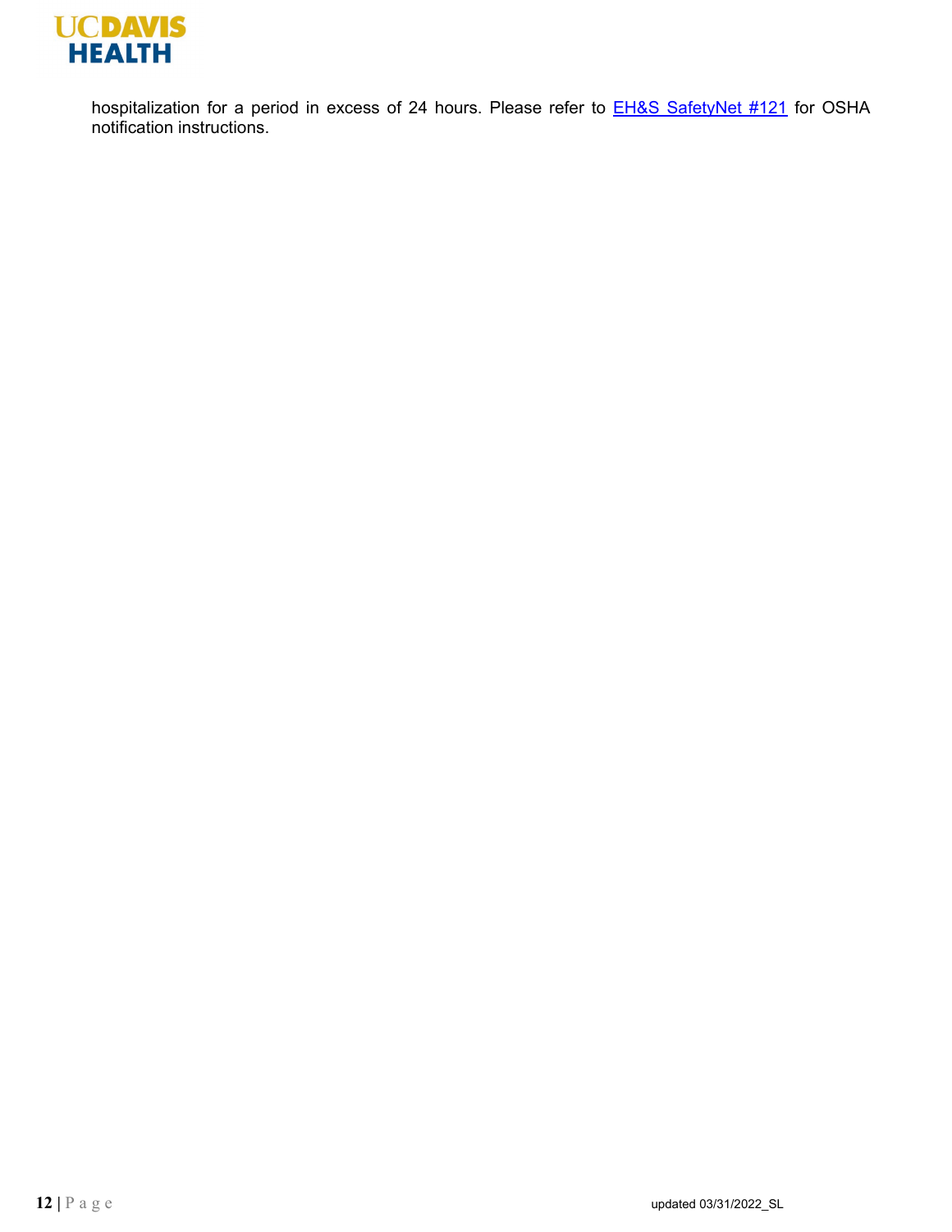hospitalization for a period in excess of 24 hours. Please refer to [EH&S SafetyNet #121]() for OSHA notification instructions.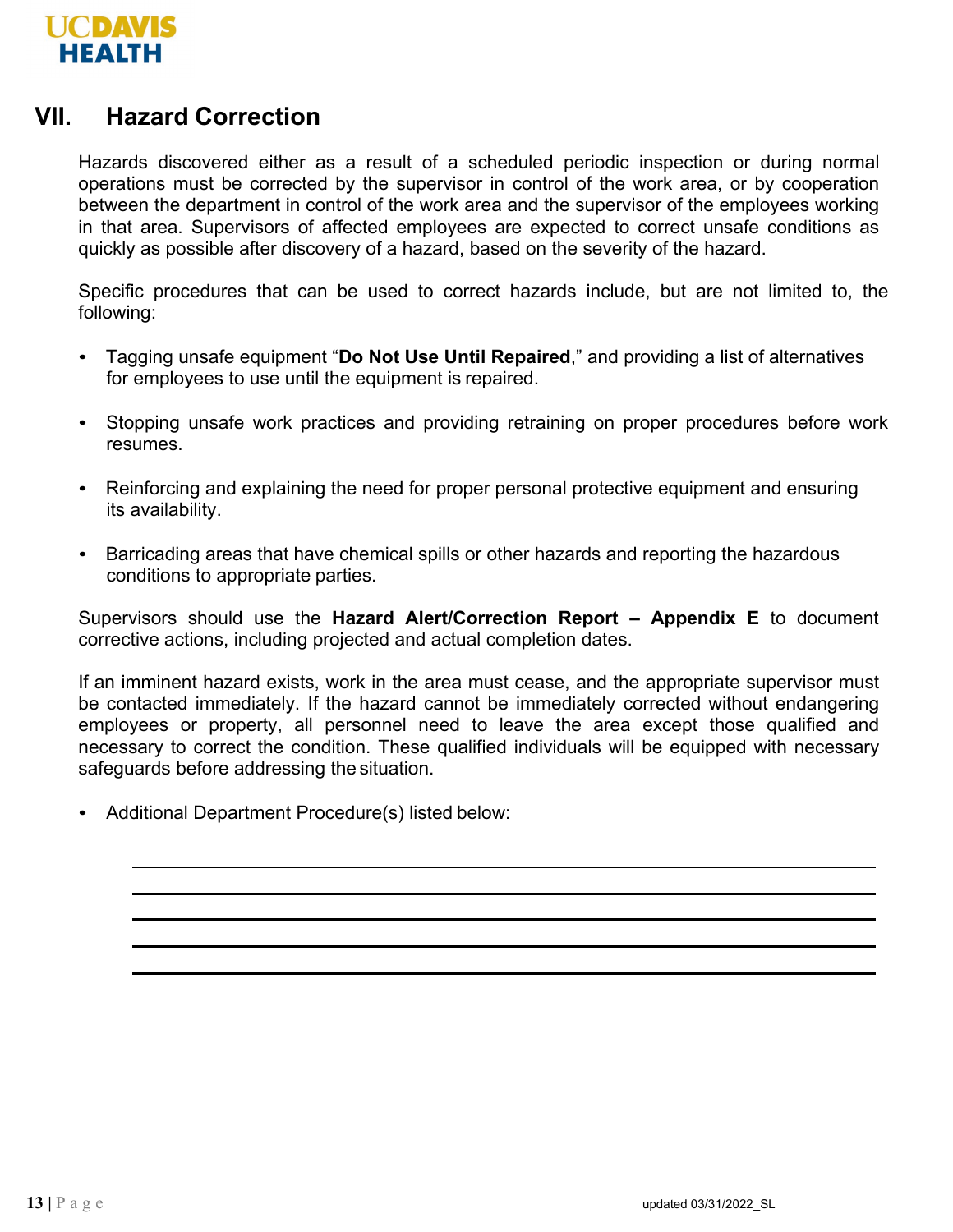## VII. Hazard Correction

Hazards discovered either as a result of a scheduled periodic inspection or during normal operations must be corrected by the supervisor in control of the work area, or by cooperation between the department in control of the work area and the supervisor of the employees working in that area. Supervisors of affected employees are expected to correct unsafe conditions as quickly as possible after discovery of a hazard, based on the severity of the hazard.

Specific procedures that can be used to correct hazards include, but are not limited to, the following:

- Tagging unsafe equipment "**Do Not Use Until Repaired**," and providing a list of alternatives for employees to use until the equipment is repaired.
- Stopping unsafe work practices and providing retraining on proper procedures before work resumes.
- Reinforcing and explaining the need for proper personal protective equipment and ensuring its availability.
- Barricading areas that have chemical spills or other hazards and reporting the hazardous conditions to appropriate parties.

Supervisors should use the **Hazard Alert/Correction Report – Appendix E** to document corrective actions, including projected and actual completion dates.

If an imminent hazard exists, work in the area must cease, and the appropriate supervisor must be contacted immediately. If the hazard cannot be immediately corrected without endangering employees or property, all personnel need to leave the area except those qualified and necessary to correct the condition. These qualified individuals will be equipped with necessary safeguards before addressing the situation.

- Additional Department Procedure(s) listed below:

\_\_\_\_\_\_\_\_\_\_\_\_\_\_\_\_\_\_\_\_\_\_\_\_\_\_\_\_\_\_\_\_\_\_\_\_\_\_\_\_\_\_\_\_\_\_\_\_\_\_\_\_\_\_\_\_\_\_\_\_

\_\_\_\_\_\_\_\_\_\_\_\_\_\_\_\_\_\_\_\_\_\_\_\_\_\_\_\_\_\_\_\_\_\_\_\_\_\_\_\_\_\_\_\_\_\_\_\_\_\_\_\_\_\_\_\_\_\_\_\_

\_\_\_\_\_\_\_\_\_\_\_\_\_\_\_\_\_\_\_\_\_\_\_\_\_\_\_\_\_\_\_\_\_\_\_\_\_\_\_\_\_\_\_\_\_\_\_\_\_\_\_\_\_\_\_\_\_\_\_\_

\_\_\_\_\_\_\_\_\_\_\_\_\_\_\_\_\_\_\_\_\_\_\_\_\_\_\_\_\_\_\_\_\_\_\_\_\_\_\_\_\_\_\_\_\_\_\_\_\_\_\_\_\_\_\_\_\_\_\_\_

\_\_\_\_\_\_\_\_\_\_\_\_\_\_\_\_\_\_\_\_\_\_\_\_\_\_\_\_\_\_\_\_\_\_\_\_\_\_\_\_\_\_\_\_\_\_\_\_\_\_\_\_\_\_\_\_\_\_\_\_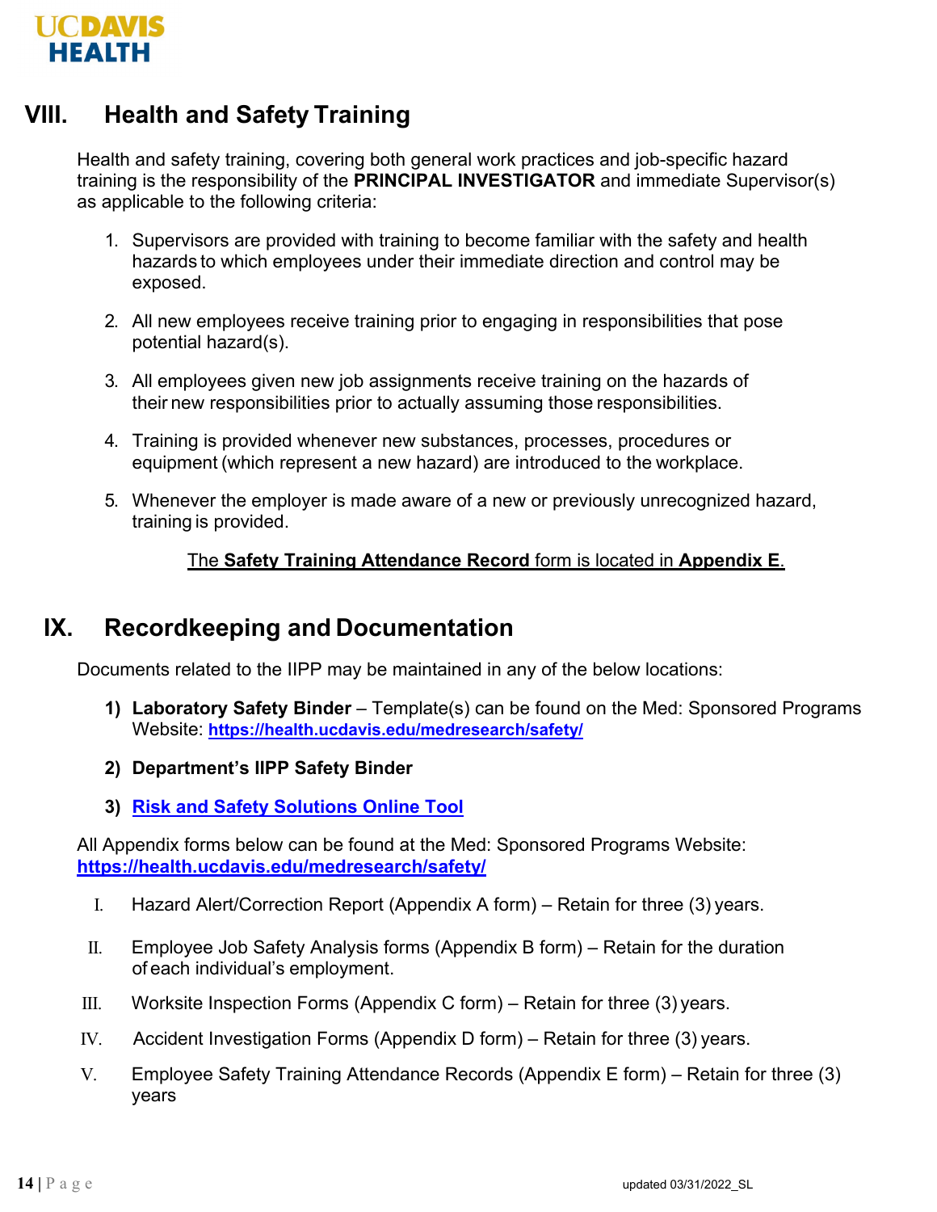## VIII. Health and Safety Training

Health and safety training, covering both general work practices and job-specific hazard training is the responsibility of the **PRINCIPAL INVESTIGATOR** and immediate Supervisor(s) as applicable to the following criteria:

1. Supervisors are provided with training to become familiar with the safety and health hazards to which employees under their immediate direction and control may be exposed.
2. All new employees receive training prior to engaging in responsibilities that pose potential hazard(s).
3. All employees given new job assignments receive training on the hazards of their new responsibilities prior to actually assuming those responsibilities.
4. Training is provided whenever new substances, processes, procedures or equipment (which represent a new hazard) are introduced to the workplace.
5. Whenever the employer is made aware of a new or previously unrecognized hazard, training is provided.

The **Safety Training Attendance Record** form is located in **Appendix E**.

## IX. Recordkeeping and Documentation

Documents related to the IIPP may be maintained in any of the below locations:

1) **Laboratory Safety Binder** – Template(s) can be found on the Med: Sponsored Programs Website: **https://health.ucdavis.edu/medresearch/safety/**
2) **Department's IIPP Safety Binder**
3) **Risk and Safety Solutions Online Tool**

All Appendix forms below can be found at the Med: Sponsored Programs Website: **https://health.ucdavis.edu/medresearch/safety/**

I. Hazard Alert/Correction Report (Appendix A form) – Retain for three (3) years.

II. Employee Job Safety Analysis forms (Appendix B form) – Retain for the duration of each individual's employment.

III. Worksite Inspection Forms (Appendix C form) – Retain for three (3) years.

IV. Accident Investigation Forms (Appendix D form) – Retain for three (3) years.

V. Employee Safety Training Attendance Records (Appendix E form) – Retain for three (3) years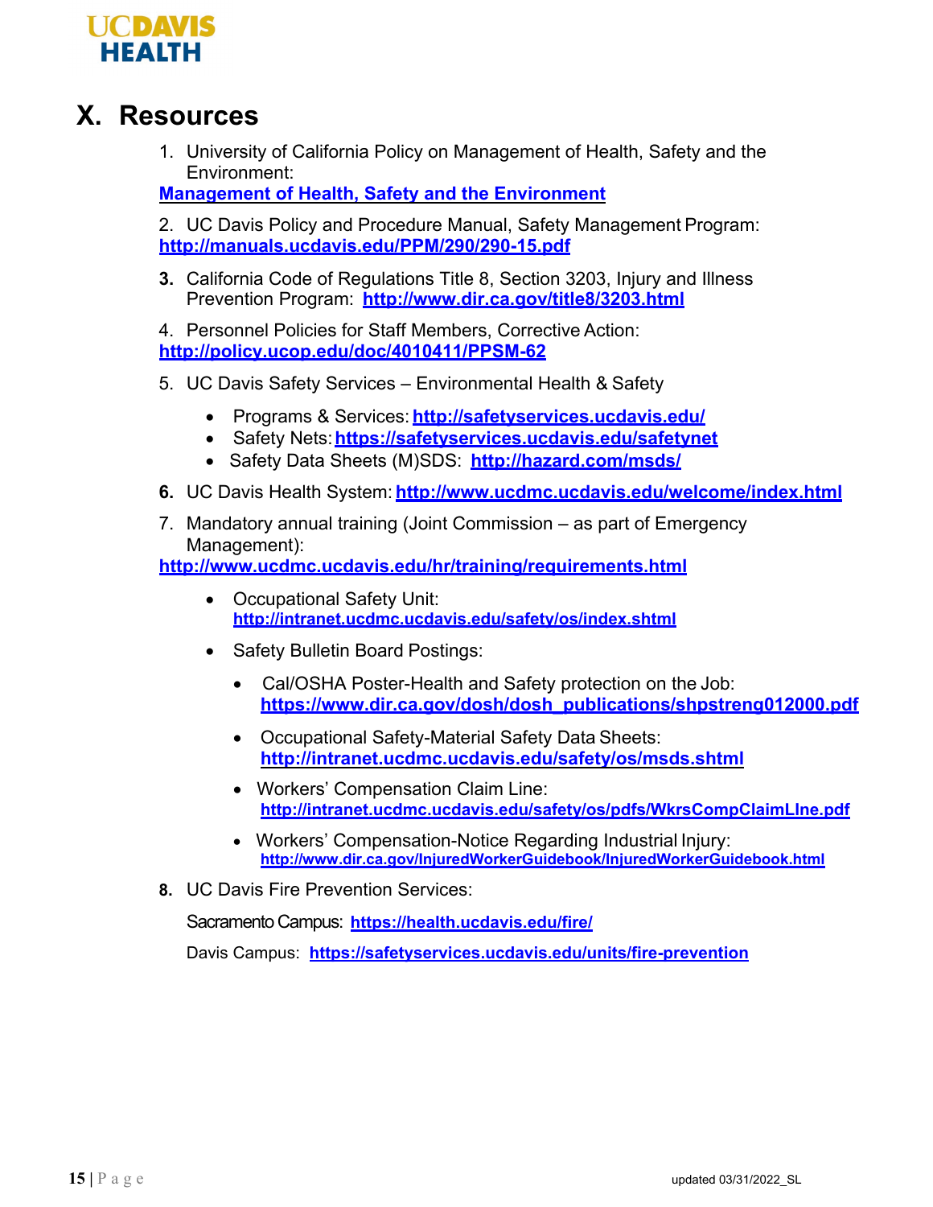# X. Resources

1. University of California Policy on Management of Health, Safety and the Environment:
   **Management of Health, Safety and the Environment**

2. UC Davis Policy and Procedure Manual, Safety Management Program:
   **http://manuals.ucdavis.edu/PPM/290/290-15.pdf**

3. California Code of Regulations Title 8, Section 3203, Injury and Illness Prevention Program: **http://www.dir.ca.gov/title8/3203.html**

4. Personnel Policies for Staff Members, Corrective Action:
   **http://policy.ucop.edu/doc/4010411/PPSM-62**

5. UC Davis Safety Services – Environmental Health & Safety
   - Programs & Services: **http://safetyservices.ucdavis.edu/**
   - Safety Nets: **https://safetyservices.ucdavis.edu/safetynet**
   - Safety Data Sheets (M)SDS: **http://hazard.com/msds/**

6. UC Davis Health System: **http://www.ucdmc.ucdavis.edu/welcome/index.html**

7. Mandatory annual training (Joint Commission – as part of Emergency Management):
   **http://www.ucdmc.ucdavis.edu/hr/training/requirements.html**
   - Occupational Safety Unit:
     **http://intranet.ucdmc.ucdavis.edu/safety/os/index.shtml**
   - Safety Bulletin Board Postings:
     - Cal/OSHA Poster-Health and Safety protection on the Job:
       **https://www.dir.ca.gov/dosh/dosh_publications/shpstreng012000.pdf**
     - Occupational Safety-Material Safety Data Sheets:
       **http://intranet.ucdmc.ucdavis.edu/safety/os/msds.shtml**
     - Workers' Compensation Claim Line:
       **http://intranet.ucdmc.ucdavis.edu/safety/os/pdfs/WkrsCompClaimLIne.pdf**
     - Workers' Compensation-Notice Regarding Industrial Injury:
       **http://www.dir.ca.gov/InjuredWorkerGuidebook/InjuredWorkerGuidebook.html**

8. UC Davis Fire Prevention Services:

   Sacramento Campus: **https://health.ucdavis.edu/fire/**

   Davis Campus: **https://safetyservices.ucdavis.edu/units/fire-prevention**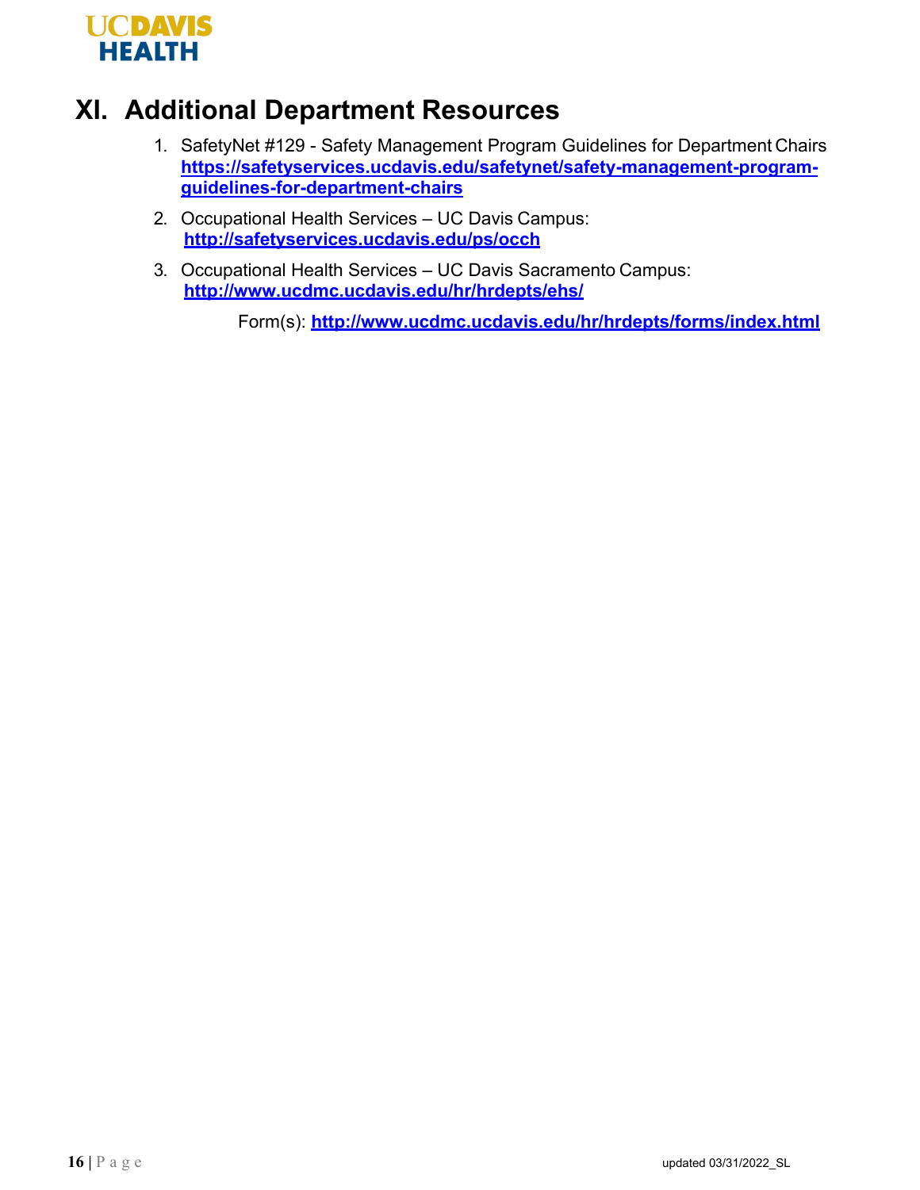# XI. Additional Department Resources

1. SafetyNet #129 - Safety Management Program Guidelines for Department Chairs
   **https://safetyservices.ucdavis.edu/safetynet/safety-management-program-guidelines-for-department-chairs**
2. Occupational Health Services – UC Davis Campus:
   **http://safetyservices.ucdavis.edu/ps/occh**
3. Occupational Health Services – UC Davis Sacramento Campus:
   **http://www.ucdmc.ucdavis.edu/hr/hrdepts/ehs/**

   Form(s): **http://www.ucdmc.ucdavis.edu/hr/hrdepts/forms/index.html**

updated 03/31/2022_SL